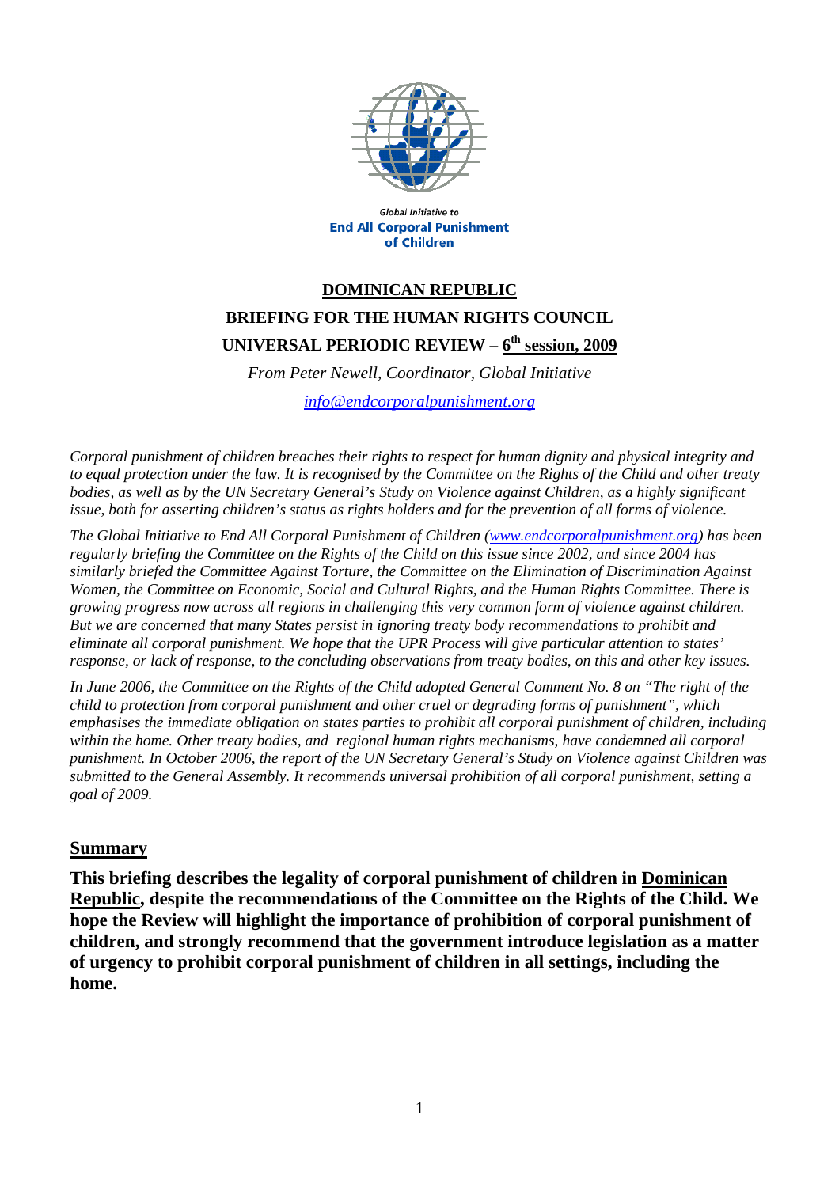Global Initiative to
**End All Corporal Punishment of Children**

# DOMINICAN REPUBLIC

## BRIEFING FOR THE HUMAN RIGHTS COUNCIL

## UNIVERSAL PERIODIC REVIEW – 6th session, 2009

*From Peter Newell, Coordinator, Global Initiative*

*info@endcorporalpunishment.org*

*Corporal punishment of children breaches their rights to respect for human dignity and physical integrity and to equal protection under the law. It is recognised by the Committee on the Rights of the Child and other treaty bodies, as well as by the UN Secretary General's Study on Violence against Children, as a highly significant issue, both for asserting children's status as rights holders and for the prevention of all forms of violence.*

*The Global Initiative to End All Corporal Punishment of Children (www.endcorporalpunishment.org) has been regularly briefing the Committee on the Rights of the Child on this issue since 2002, and since 2004 has similarly briefed the Committee Against Torture, the Committee on the Elimination of Discrimination Against Women, the Committee on Economic, Social and Cultural Rights, and the Human Rights Committee. There is growing progress now across all regions in challenging this very common form of violence against children. But we are concerned that many States persist in ignoring treaty body recommendations to prohibit and eliminate all corporal punishment. We hope that the UPR Process will give particular attention to states' response, or lack of response, to the concluding observations from treaty bodies, on this and other key issues.*

*In June 2006, the Committee on the Rights of the Child adopted General Comment No. 8 on "The right of the child to protection from corporal punishment and other cruel or degrading forms of punishment", which emphasises the immediate obligation on states parties to prohibit all corporal punishment of children, including within the home. Other treaty bodies, and regional human rights mechanisms, have condemned all corporal punishment. In October 2006, the report of the UN Secretary General's Study on Violence against Children was submitted to the General Assembly. It recommends universal prohibition of all corporal punishment, setting a goal of 2009.*

## Summary

**This briefing describes the legality of corporal punishment of children in Dominican Republic, despite the recommendations of the Committee on the Rights of the Child. We hope the Review will highlight the importance of prohibition of corporal punishment of children, and strongly recommend that the government introduce legislation as a matter of urgency to prohibit corporal punishment of children in all settings, including the home.**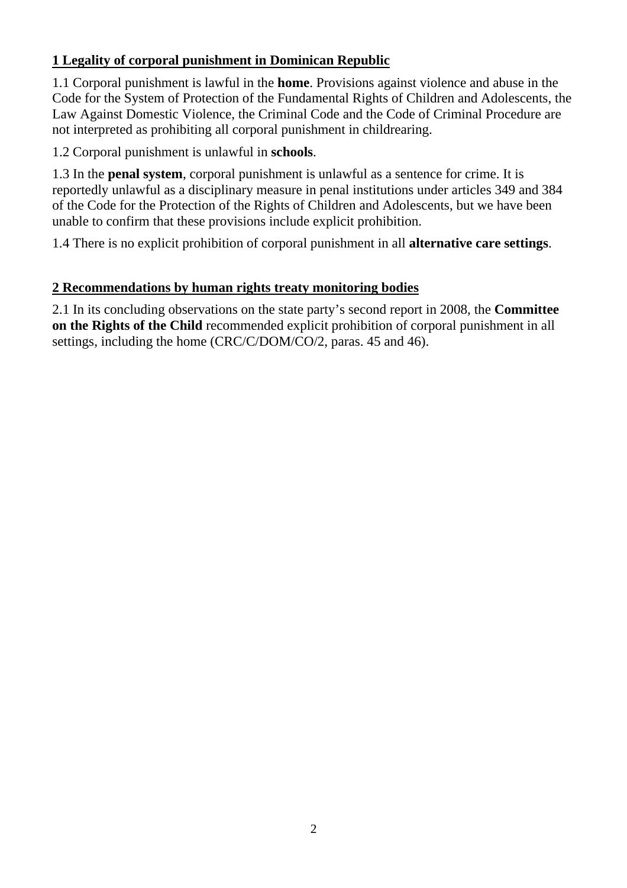## 1 Legality of corporal punishment in Dominican Republic

1.1 Corporal punishment is lawful in the **home**. Provisions against violence and abuse in the Code for the System of Protection of the Fundamental Rights of Children and Adolescents, the Law Against Domestic Violence, the Criminal Code and the Code of Criminal Procedure are not interpreted as prohibiting all corporal punishment in childrearing.

1.2 Corporal punishment is unlawful in **schools**.

1.3 In the **penal system**, corporal punishment is unlawful as a sentence for crime. It is reportedly unlawful as a disciplinary measure in penal institutions under articles 349 and 384 of the Code for the Protection of the Rights of Children and Adolescents, but we have been unable to confirm that these provisions include explicit prohibition.

1.4 There is no explicit prohibition of corporal punishment in all **alternative care settings**.

## 2 Recommendations by human rights treaty monitoring bodies

2.1 In its concluding observations on the state party's second report in 2008, the **Committee on the Rights of the Child** recommended explicit prohibition of corporal punishment in all settings, including the home (CRC/C/DOM/CO/2, paras. 45 and 46).